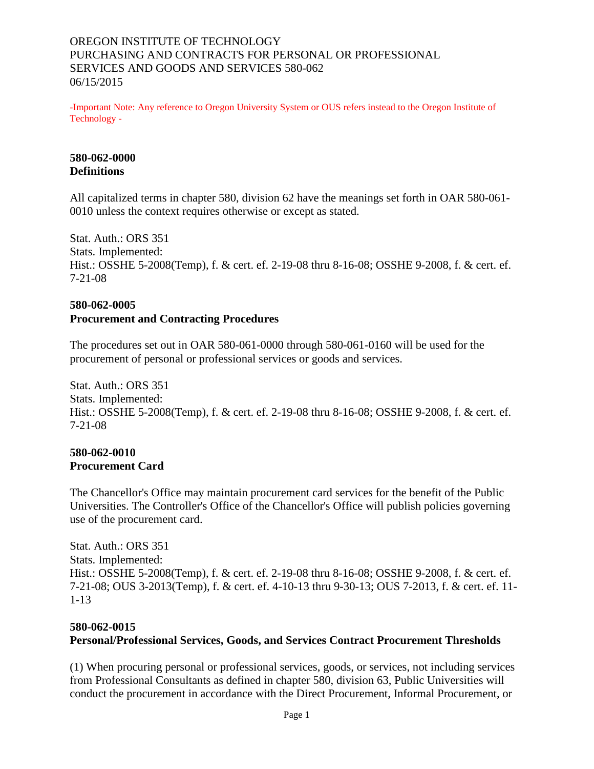OREGON INSTITUTE OF TECHNOLOGY
PURCHASING AND CONTRACTS FOR PERSONAL OR PROFESSIONAL SERVICES AND GOODS AND SERVICES 580-062
06/15/2015

-Important Note: Any reference to Oregon University System or OUS refers instead to the Oregon Institute of Technology -

**580-062-0000**
**Definitions**

All capitalized terms in chapter 580, division 62 have the meanings set forth in OAR 580-061-0010 unless the context requires otherwise or except as stated.

Stat. Auth.: ORS 351
Stats. Implemented:
Hist.: OSSHE 5-2008(Temp), f. & cert. ef. 2-19-08 thru 8-16-08; OSSHE 9-2008, f. & cert. ef. 7-21-08

**580-062-0005**
**Procurement and Contracting Procedures**

The procedures set out in OAR 580-061-0000 through 580-061-0160 will be used for the procurement of personal or professional services or goods and services.

Stat. Auth.: ORS 351
Stats. Implemented:
Hist.: OSSHE 5-2008(Temp), f. & cert. ef. 2-19-08 thru 8-16-08; OSSHE 9-2008, f. & cert. ef. 7-21-08

**580-062-0010**
**Procurement Card**

The Chancellor's Office may maintain procurement card services for the benefit of the Public Universities. The Controller's Office of the Chancellor's Office will publish policies governing use of the procurement card.

Stat. Auth.: ORS 351
Stats. Implemented:
Hist.: OSSHE 5-2008(Temp), f. & cert. ef. 2-19-08 thru 8-16-08; OSSHE 9-2008, f. & cert. ef. 7-21-08; OUS 3-2013(Temp), f. & cert. ef. 4-10-13 thru 9-30-13; OUS 7-2013, f. & cert. ef. 11-1-13

**580-062-0015**
**Personal/Professional Services, Goods, and Services Contract Procurement Thresholds**

(1) When procuring personal or professional services, goods, or services, not including services from Professional Consultants as defined in chapter 580, division 63, Public Universities will conduct the procurement in accordance with the Direct Procurement, Informal Procurement, or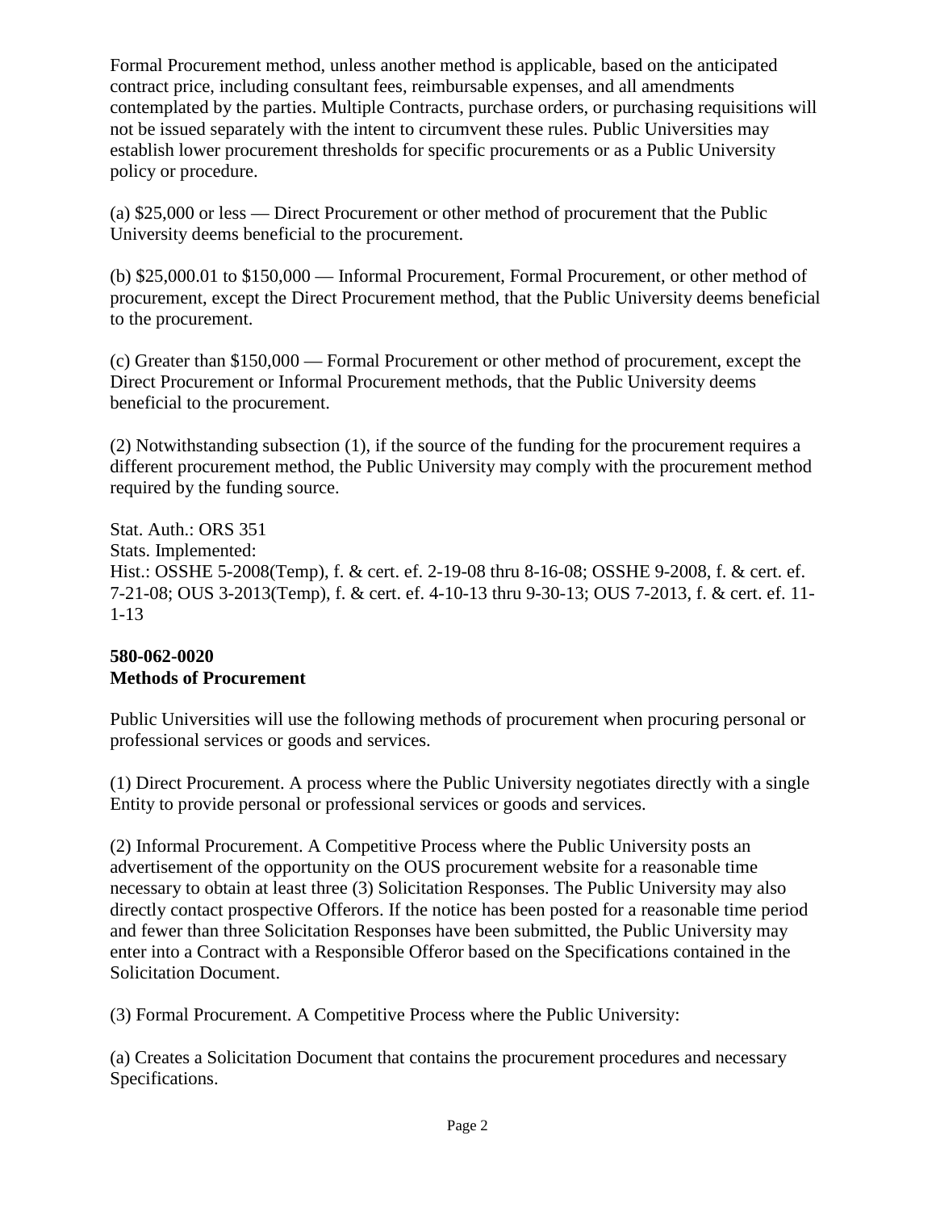Formal Procurement method, unless another method is applicable, based on the anticipated contract price, including consultant fees, reimbursable expenses, and all amendments contemplated by the parties. Multiple Contracts, purchase orders, or purchasing requisitions will not be issued separately with the intent to circumvent these rules. Public Universities may establish lower procurement thresholds for specific procurements or as a Public University policy or procedure.

(a) $25,000 or less — Direct Procurement or other method of procurement that the Public University deems beneficial to the procurement.

(b) $25,000.01 to $150,000 — Informal Procurement, Formal Procurement, or other method of procurement, except the Direct Procurement method, that the Public University deems beneficial to the procurement.

(c) Greater than $150,000 — Formal Procurement or other method of procurement, except the Direct Procurement or Informal Procurement methods, that the Public University deems beneficial to the procurement.

(2) Notwithstanding subsection (1), if the source of the funding for the procurement requires a different procurement method, the Public University may comply with the procurement method required by the funding source.

Stat. Auth.: ORS 351
Stats. Implemented:
Hist.: OSSHE 5-2008(Temp), f. & cert. ef. 2-19-08 thru 8-16-08; OSSHE 9-2008, f. & cert. ef. 7-21-08; OUS 3-2013(Temp), f. & cert. ef. 4-10-13 thru 9-30-13; OUS 7-2013, f. & cert. ef. 11-1-13

**580-062-0020**
**Methods of Procurement**

Public Universities will use the following methods of procurement when procuring personal or professional services or goods and services.

(1) Direct Procurement. A process where the Public University negotiates directly with a single Entity to provide personal or professional services or goods and services.

(2) Informal Procurement. A Competitive Process where the Public University posts an advertisement of the opportunity on the OUS procurement website for a reasonable time necessary to obtain at least three (3) Solicitation Responses. The Public University may also directly contact prospective Offerors. If the notice has been posted for a reasonable time period and fewer than three Solicitation Responses have been submitted, the Public University may enter into a Contract with a Responsible Offeror based on the Specifications contained in the Solicitation Document.

(3) Formal Procurement. A Competitive Process where the Public University:

(a) Creates a Solicitation Document that contains the procurement procedures and necessary Specifications.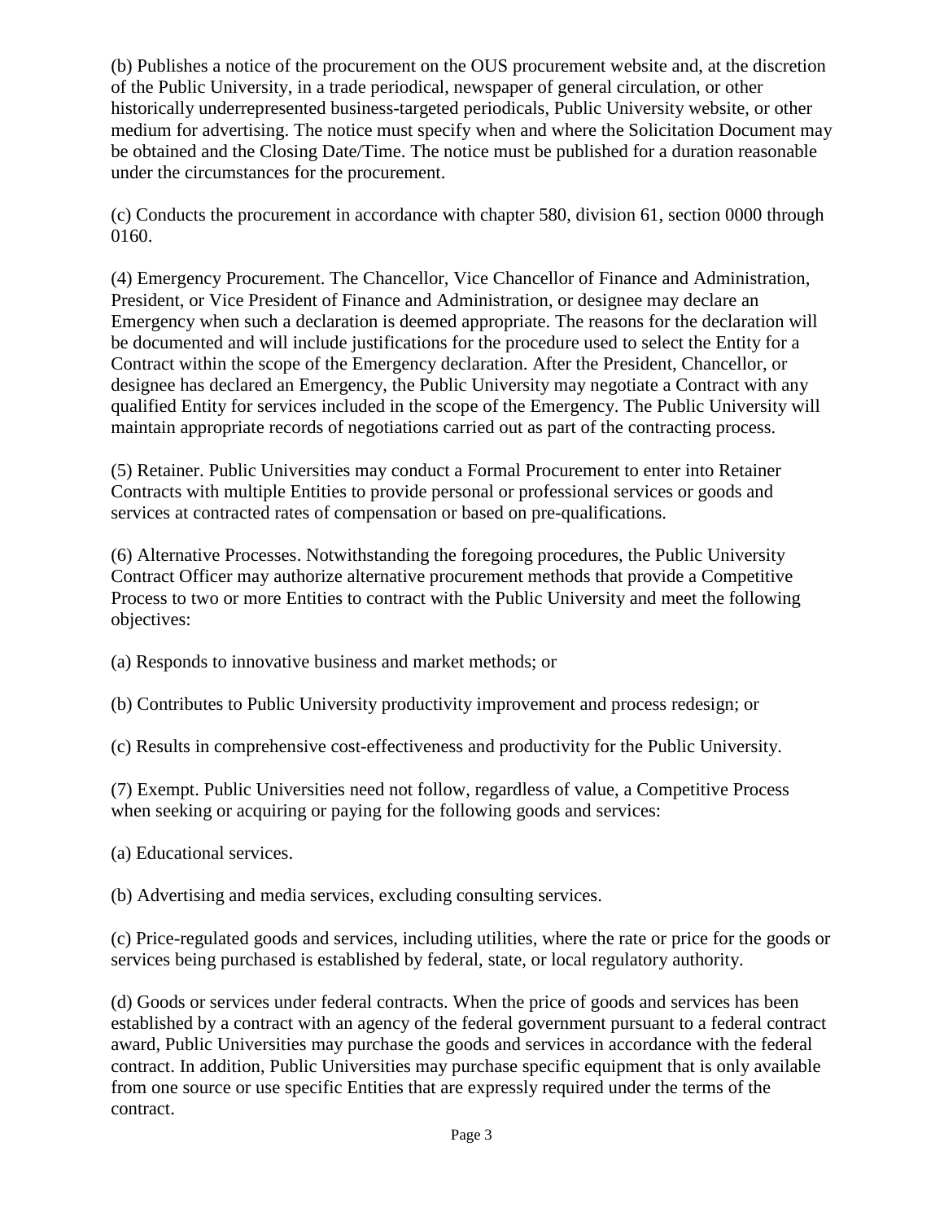(b) Publishes a notice of the procurement on the OUS procurement website and, at the discretion of the Public University, in a trade periodical, newspaper of general circulation, or other historically underrepresented business-targeted periodicals, Public University website, or other medium for advertising. The notice must specify when and where the Solicitation Document may be obtained and the Closing Date/Time. The notice must be published for a duration reasonable under the circumstances for the procurement.

(c) Conducts the procurement in accordance with chapter 580, division 61, section 0000 through 0160.

(4) Emergency Procurement. The Chancellor, Vice Chancellor of Finance and Administration, President, or Vice President of Finance and Administration, or designee may declare an Emergency when such a declaration is deemed appropriate. The reasons for the declaration will be documented and will include justifications for the procedure used to select the Entity for a Contract within the scope of the Emergency declaration. After the President, Chancellor, or designee has declared an Emergency, the Public University may negotiate a Contract with any qualified Entity for services included in the scope of the Emergency. The Public University will maintain appropriate records of negotiations carried out as part of the contracting process.

(5) Retainer. Public Universities may conduct a Formal Procurement to enter into Retainer Contracts with multiple Entities to provide personal or professional services or goods and services at contracted rates of compensation or based on pre-qualifications.

(6) Alternative Processes. Notwithstanding the foregoing procedures, the Public University Contract Officer may authorize alternative procurement methods that provide a Competitive Process to two or more Entities to contract with the Public University and meet the following objectives:

(a) Responds to innovative business and market methods; or

(b) Contributes to Public University productivity improvement and process redesign; or

(c) Results in comprehensive cost-effectiveness and productivity for the Public University.

(7) Exempt. Public Universities need not follow, regardless of value, a Competitive Process when seeking or acquiring or paying for the following goods and services:

(a) Educational services.

(b) Advertising and media services, excluding consulting services.

(c) Price-regulated goods and services, including utilities, where the rate or price for the goods or services being purchased is established by federal, state, or local regulatory authority.

(d) Goods or services under federal contracts. When the price of goods and services has been established by a contract with an agency of the federal government pursuant to a federal contract award, Public Universities may purchase the goods and services in accordance with the federal contract. In addition, Public Universities may purchase specific equipment that is only available from one source or use specific Entities that are expressly required under the terms of the contract.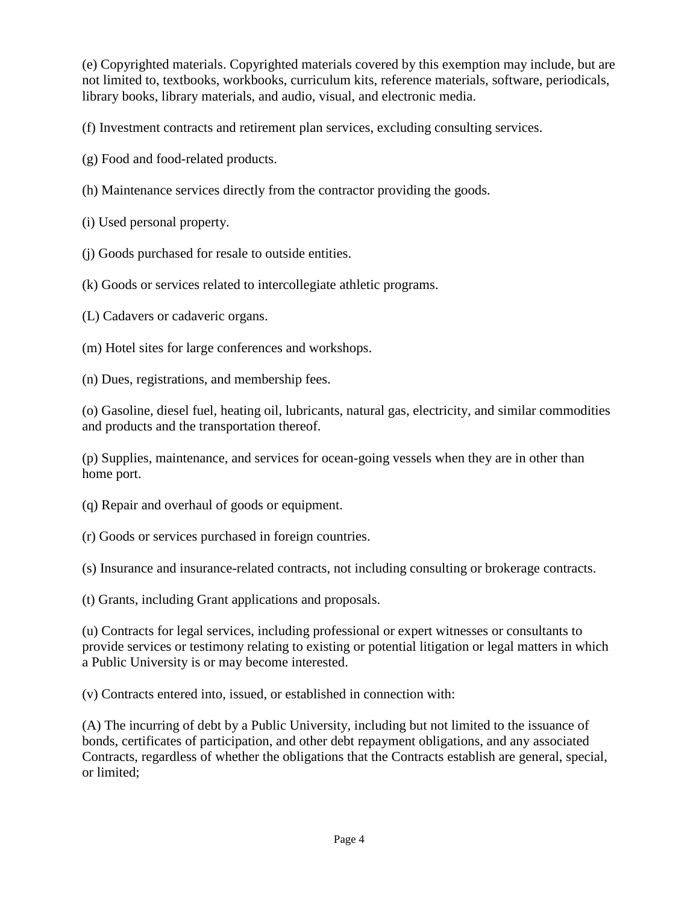(e) Copyrighted materials. Copyrighted materials covered by this exemption may include, but are not limited to, textbooks, workbooks, curriculum kits, reference materials, software, periodicals, library books, library materials, and audio, visual, and electronic media.

(f) Investment contracts and retirement plan services, excluding consulting services.

(g) Food and food-related products.

(h) Maintenance services directly from the contractor providing the goods.

(i) Used personal property.

(j) Goods purchased for resale to outside entities.

(k) Goods or services related to intercollegiate athletic programs.

(L) Cadavers or cadaveric organs.

(m) Hotel sites for large conferences and workshops.

(n) Dues, registrations, and membership fees.

(o) Gasoline, diesel fuel, heating oil, lubricants, natural gas, electricity, and similar commodities and products and the transportation thereof.

(p) Supplies, maintenance, and services for ocean-going vessels when they are in other than home port.

(q) Repair and overhaul of goods or equipment.

(r) Goods or services purchased in foreign countries.

(s) Insurance and insurance-related contracts, not including consulting or brokerage contracts.

(t) Grants, including Grant applications and proposals.

(u) Contracts for legal services, including professional or expert witnesses or consultants to provide services or testimony relating to existing or potential litigation or legal matters in which a Public University is or may become interested.

(v) Contracts entered into, issued, or established in connection with:

(A) The incurring of debt by a Public University, including but not limited to the issuance of bonds, certificates of participation, and other debt repayment obligations, and any associated Contracts, regardless of whether the obligations that the Contracts establish are general, special, or limited;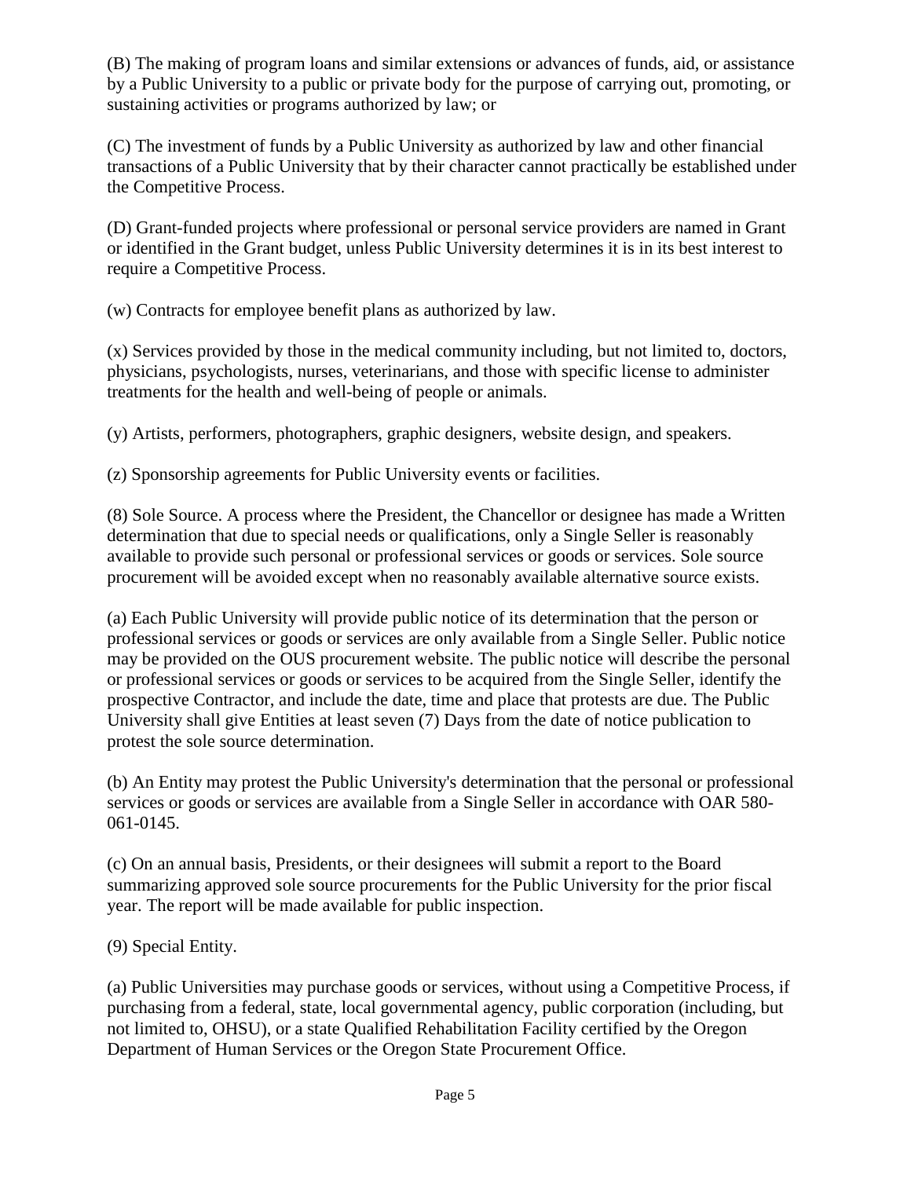(B) The making of program loans and similar extensions or advances of funds, aid, or assistance by a Public University to a public or private body for the purpose of carrying out, promoting, or sustaining activities or programs authorized by law; or

(C) The investment of funds by a Public University as authorized by law and other financial transactions of a Public University that by their character cannot practically be established under the Competitive Process.

(D) Grant-funded projects where professional or personal service providers are named in Grant or identified in the Grant budget, unless Public University determines it is in its best interest to require a Competitive Process.

(w) Contracts for employee benefit plans as authorized by law.

(x) Services provided by those in the medical community including, but not limited to, doctors, physicians, psychologists, nurses, veterinarians, and those with specific license to administer treatments for the health and well-being of people or animals.

(y) Artists, performers, photographers, graphic designers, website design, and speakers.

(z) Sponsorship agreements for Public University events or facilities.

(8) Sole Source. A process where the President, the Chancellor or designee has made a Written determination that due to special needs or qualifications, only a Single Seller is reasonably available to provide such personal or professional services or goods or services. Sole source procurement will be avoided except when no reasonably available alternative source exists.

(a) Each Public University will provide public notice of its determination that the person or professional services or goods or services are only available from a Single Seller. Public notice may be provided on the OUS procurement website. The public notice will describe the personal or professional services or goods or services to be acquired from the Single Seller, identify the prospective Contractor, and include the date, time and place that protests are due. The Public University shall give Entities at least seven (7) Days from the date of notice publication to protest the sole source determination.

(b) An Entity may protest the Public University's determination that the personal or professional services or goods or services are available from a Single Seller in accordance with OAR 580-061-0145.

(c) On an annual basis, Presidents, or their designees will submit a report to the Board summarizing approved sole source procurements for the Public University for the prior fiscal year. The report will be made available for public inspection.

(9) Special Entity.

(a) Public Universities may purchase goods or services, without using a Competitive Process, if purchasing from a federal, state, local governmental agency, public corporation (including, but not limited to, OHSU), or a state Qualified Rehabilitation Facility certified by the Oregon Department of Human Services or the Oregon State Procurement Office.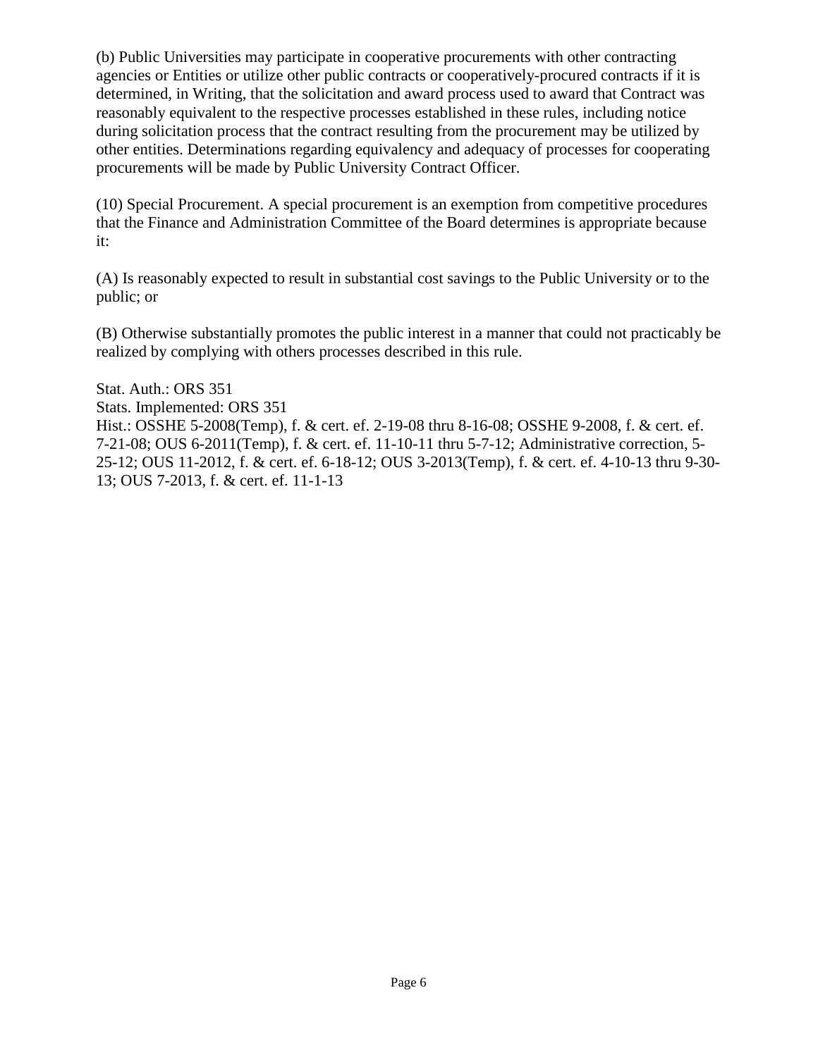(b) Public Universities may participate in cooperative procurements with other contracting agencies or Entities or utilize other public contracts or cooperatively-procured contracts if it is determined, in Writing, that the solicitation and award process used to award that Contract was reasonably equivalent to the respective processes established in these rules, including notice during solicitation process that the contract resulting from the procurement may be utilized by other entities. Determinations regarding equivalency and adequacy of processes for cooperating procurements will be made by Public University Contract Officer.

(10) Special Procurement. A special procurement is an exemption from competitive procedures that the Finance and Administration Committee of the Board determines is appropriate because it:

(A) Is reasonably expected to result in substantial cost savings to the Public University or to the public; or

(B) Otherwise substantially promotes the public interest in a manner that could not practicably be realized by complying with others processes described in this rule.

Stat. Auth.: ORS 351
Stats. Implemented: ORS 351
Hist.: OSSHE 5-2008(Temp), f. & cert. ef. 2-19-08 thru 8-16-08; OSSHE 9-2008, f. & cert. ef. 7-21-08; OUS 6-2011(Temp), f. & cert. ef. 11-10-11 thru 5-7-12; Administrative correction, 5-25-12; OUS 11-2012, f. & cert. ef. 6-18-12; OUS 3-2013(Temp), f. & cert. ef. 4-10-13 thru 9-30-13; OUS 7-2013, f. & cert. ef. 11-1-13